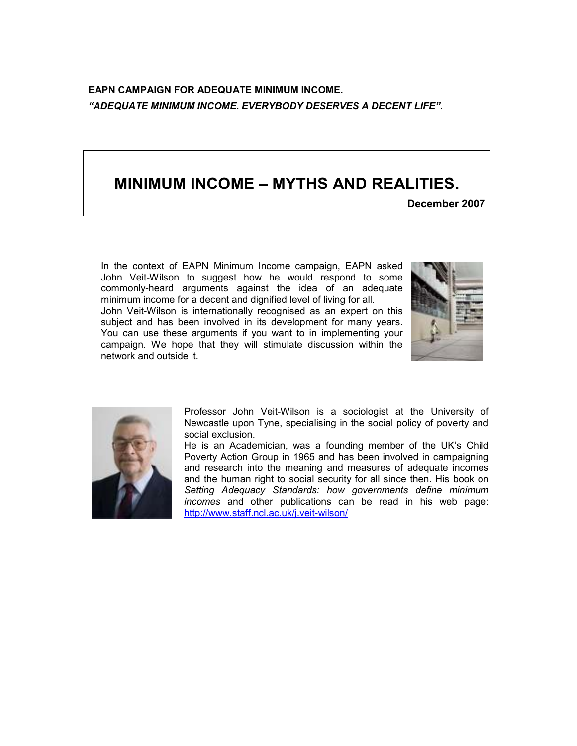**EAPN CAMPAIGN FOR ADEQUATE MINIMUM INCOME.**

***"ADEQUATE MINIMUM INCOME. EVERYBODY DESERVES A DECENT LIFE".***

# MINIMUM INCOME – MYTHS AND REALITIES.

**December 2007**

In the context of EAPN Minimum Income campaign, EAPN asked John Veit-Wilson to suggest how he would respond to some commonly-heard arguments against the idea of an adequate minimum income for a decent and dignified level of living for all.
John Veit-Wilson is internationally recognised as an expert on this subject and has been involved in its development for many years. You can use these arguments if you want to in implementing your campaign. We hope that they will stimulate discussion within the network and outside it.

Professor John Veit-Wilson is a sociologist at the University of Newcastle upon Tyne, specialising in the social policy of poverty and social exclusion.
He is an Academician, was a founding member of the UK's Child Poverty Action Group in 1965 and has been involved in campaigning and research into the meaning and measures of adequate incomes and the human right to social security for all since then. His book on *Setting Adequacy Standards: how governments define minimum incomes* and other publications can be read in his web page: [http://www.staff.ncl.ac.uk/j.veit-wilson/](http://www.staff.ncl.ac.uk/j.veit-wilson/)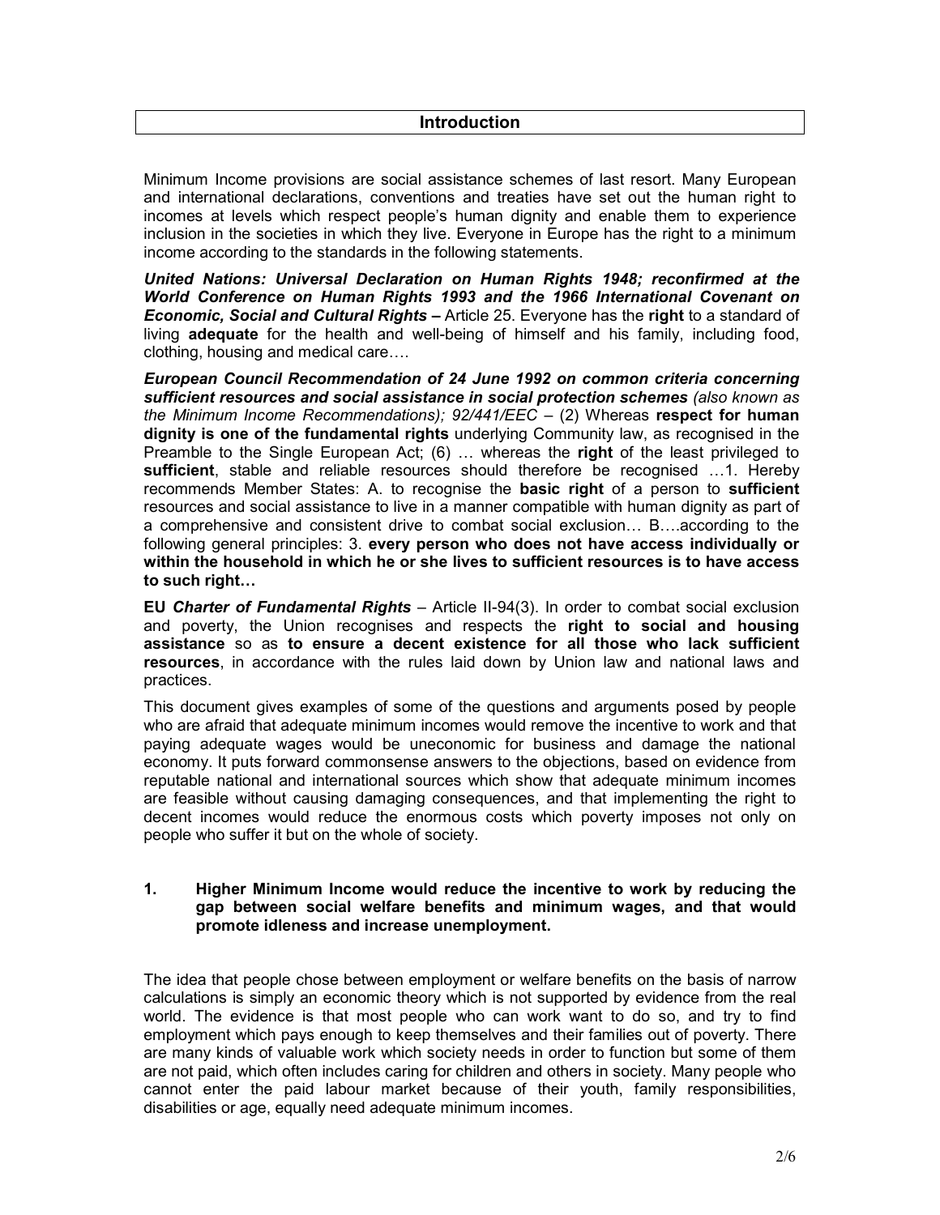## Introduction

Minimum Income provisions are social assistance schemes of last resort. Many European and international declarations, conventions and treaties have set out the human right to incomes at levels which respect people's human dignity and enable them to experience inclusion in the societies in which they live. Everyone in Europe has the right to a minimum income according to the standards in the following statements.

***United Nations: Universal Declaration on Human Rights 1948; reconfirmed at the World Conference on Human Rights 1993 and the 1966 International Covenant on Economic, Social and Cultural Rights –*** Article 25. Everyone has the **right** to a standard of living **adequate** for the health and well-being of himself and his family, including food, clothing, housing and medical care….

***European Council Recommendation of 24 June 1992 on common criteria concerning sufficient resources and social assistance in social protection schemes*** *(also known as the Minimum Income Recommendations); 92/441/EEC* – (2) Whereas **respect for human dignity is one of the fundamental rights** underlying Community law, as recognised in the Preamble to the Single European Act; (6) … whereas the **right** of the least privileged to **sufficient**, stable and reliable resources should therefore be recognised …1. Hereby recommends Member States: A. to recognise the **basic right** of a person to **sufficient** resources and social assistance to live in a manner compatible with human dignity as part of a comprehensive and consistent drive to combat social exclusion… B….according to the following general principles: 3. **every person who does not have access individually or within the household in which he or she lives to sufficient resources is to have access to such right…**

**EU *Charter of Fundamental Rights*** – Article II-94(3). In order to combat social exclusion and poverty, the Union recognises and respects the **right to social and housing assistance** so as **to ensure a decent existence for all those who lack sufficient resources**, in accordance with the rules laid down by Union law and national laws and practices.

This document gives examples of some of the questions and arguments posed by people who are afraid that adequate minimum incomes would remove the incentive to work and that paying adequate wages would be uneconomic for business and damage the national economy. It puts forward commonsense answers to the objections, based on evidence from reputable national and international sources which show that adequate minimum incomes are feasible without causing damaging consequences, and that implementing the right to decent incomes would reduce the enormous costs which poverty imposes not only on people who suffer it but on the whole of society.

### 1. Higher Minimum Income would reduce the incentive to work by reducing the gap between social welfare benefits and minimum wages, and that would promote idleness and increase unemployment.

The idea that people chose between employment or welfare benefits on the basis of narrow calculations is simply an economic theory which is not supported by evidence from the real world. The evidence is that most people who can work want to do so, and try to find employment which pays enough to keep themselves and their families out of poverty. There are many kinds of valuable work which society needs in order to function but some of them are not paid, which often includes caring for children and others in society. Many people who cannot enter the paid labour market because of their youth, family responsibilities, disabilities or age, equally need adequate minimum incomes.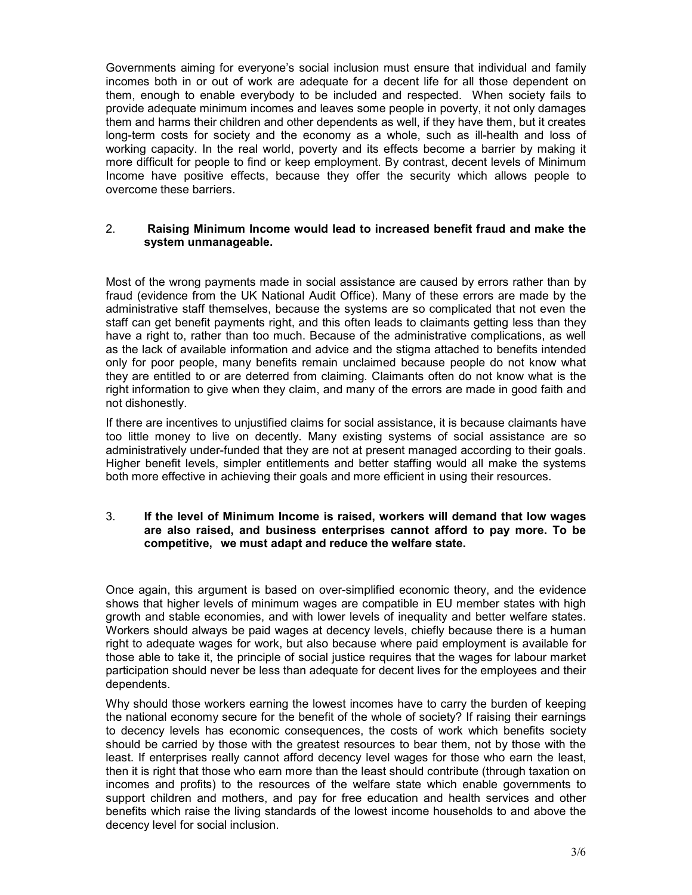Governments aiming for everyone's social inclusion must ensure that individual and family incomes both in or out of work are adequate for a decent life for all those dependent on them, enough to enable everybody to be included and respected. When society fails to provide adequate minimum incomes and leaves some people in poverty, it not only damages them and harms their children and other dependents as well, if they have them, but it creates long-term costs for society and the economy as a whole, such as ill-health and loss of working capacity. In the real world, poverty and its effects become a barrier by making it more difficult for people to find or keep employment. By contrast, decent levels of Minimum Income have positive effects, because they offer the security which allows people to overcome these barriers.

2. **Raising Minimum Income would lead to increased benefit fraud and make the system unmanageable.**

Most of the wrong payments made in social assistance are caused by errors rather than by fraud (evidence from the UK National Audit Office). Many of these errors are made by the administrative staff themselves, because the systems are so complicated that not even the staff can get benefit payments right, and this often leads to claimants getting less than they have a right to, rather than too much. Because of the administrative complications, as well as the lack of available information and advice and the stigma attached to benefits intended only for poor people, many benefits remain unclaimed because people do not know what they are entitled to or are deterred from claiming. Claimants often do not know what is the right information to give when they claim, and many of the errors are made in good faith and not dishonestly.

If there are incentives to unjustified claims for social assistance, it is because claimants have too little money to live on decently. Many existing systems of social assistance are so administratively under-funded that they are not at present managed according to their goals. Higher benefit levels, simpler entitlements and better staffing would all make the systems both more effective in achieving their goals and more efficient in using their resources.

3. **If the level of Minimum Income is raised, workers will demand that low wages are also raised, and business enterprises cannot afford to pay more. To be competitive, we must adapt and reduce the welfare state.**

Once again, this argument is based on over-simplified economic theory, and the evidence shows that higher levels of minimum wages are compatible in EU member states with high growth and stable economies, and with lower levels of inequality and better welfare states. Workers should always be paid wages at decency levels, chiefly because there is a human right to adequate wages for work, but also because where paid employment is available for those able to take it, the principle of social justice requires that the wages for labour market participation should never be less than adequate for decent lives for the employees and their dependents.

Why should those workers earning the lowest incomes have to carry the burden of keeping the national economy secure for the benefit of the whole of society? If raising their earnings to decency levels has economic consequences, the costs of work which benefits society should be carried by those with the greatest resources to bear them, not by those with the least. If enterprises really cannot afford decency level wages for those who earn the least, then it is right that those who earn more than the least should contribute (through taxation on incomes and profits) to the resources of the welfare state which enable governments to support children and mothers, and pay for free education and health services and other benefits which raise the living standards of the lowest income households to and above the decency level for social inclusion.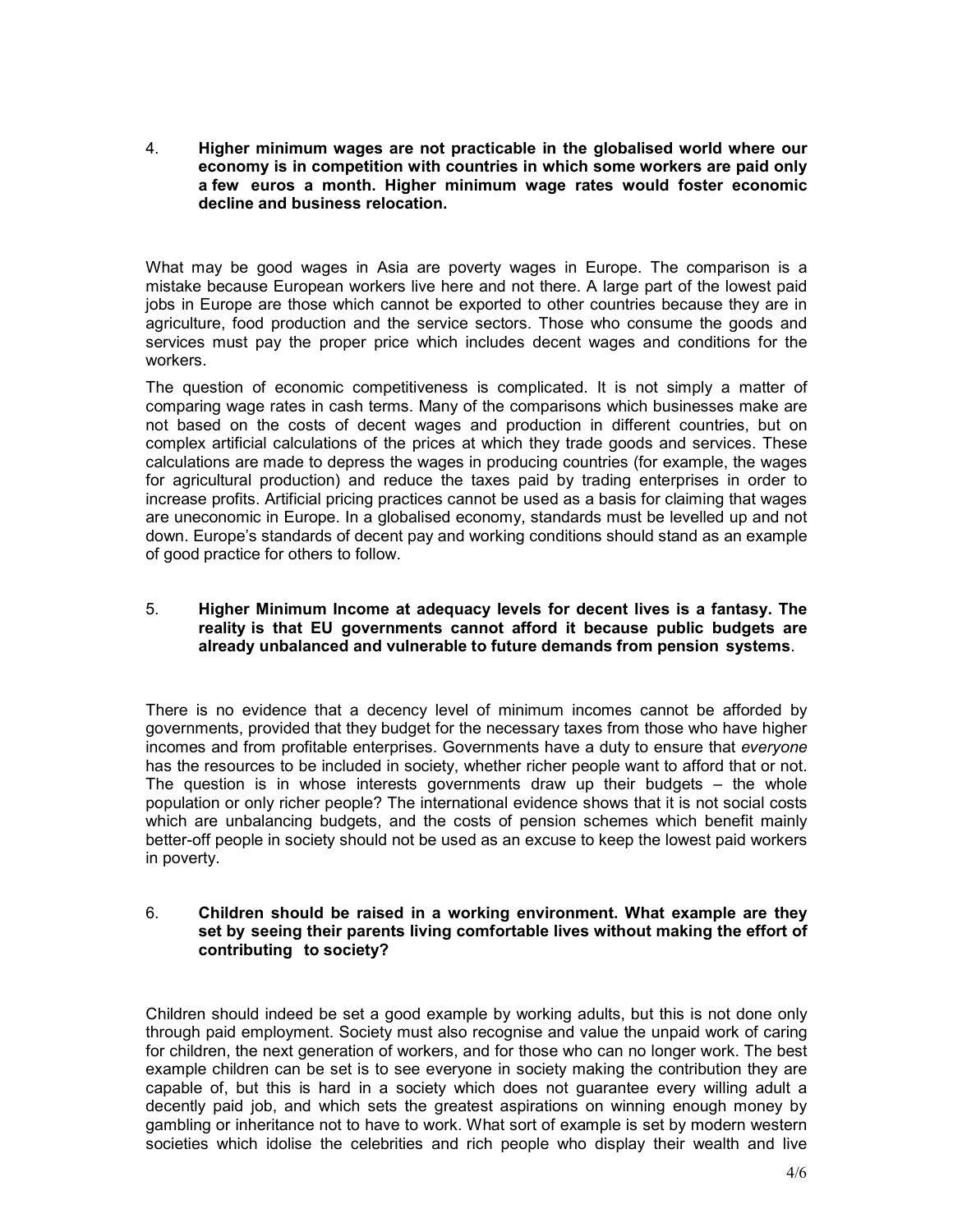4. **Higher minimum wages are not practicable in the globalised world where our economy is in competition with countries in which some workers are paid only a few euros a month. Higher minimum wage rates would foster economic decline and business relocation.**

What may be good wages in Asia are poverty wages in Europe. The comparison is a mistake because European workers live here and not there. A large part of the lowest paid jobs in Europe are those which cannot be exported to other countries because they are in agriculture, food production and the service sectors. Those who consume the goods and services must pay the proper price which includes decent wages and conditions for the workers.

The question of economic competitiveness is complicated. It is not simply a matter of comparing wage rates in cash terms. Many of the comparisons which businesses make are not based on the costs of decent wages and production in different countries, but on complex artificial calculations of the prices at which they trade goods and services. These calculations are made to depress the wages in producing countries (for example, the wages for agricultural production) and reduce the taxes paid by trading enterprises in order to increase profits. Artificial pricing practices cannot be used as a basis for claiming that wages are uneconomic in Europe. In a globalised economy, standards must be levelled up and not down. Europe's standards of decent pay and working conditions should stand as an example of good practice for others to follow.

5. **Higher Minimum Income at adequacy levels for decent lives is a fantasy. The reality is that EU governments cannot afford it because public budgets are already unbalanced and vulnerable to future demands from pension systems**.

There is no evidence that a decency level of minimum incomes cannot be afforded by governments, provided that they budget for the necessary taxes from those who have higher incomes and from profitable enterprises. Governments have a duty to ensure that *everyone* has the resources to be included in society, whether richer people want to afford that or not. The question is in whose interests governments draw up their budgets – the whole population or only richer people? The international evidence shows that it is not social costs which are unbalancing budgets, and the costs of pension schemes which benefit mainly better-off people in society should not be used as an excuse to keep the lowest paid workers in poverty.

6. **Children should be raised in a working environment. What example are they set by seeing their parents living comfortable lives without making the effort of contributing to society?**

Children should indeed be set a good example by working adults, but this is not done only through paid employment. Society must also recognise and value the unpaid work of caring for children, the next generation of workers, and for those who can no longer work. The best example children can be set is to see everyone in society making the contribution they are capable of, but this is hard in a society which does not guarantee every willing adult a decently paid job, and which sets the greatest aspirations on winning enough money by gambling or inheritance not to have to work. What sort of example is set by modern western societies which idolise the celebrities and rich people who display their wealth and live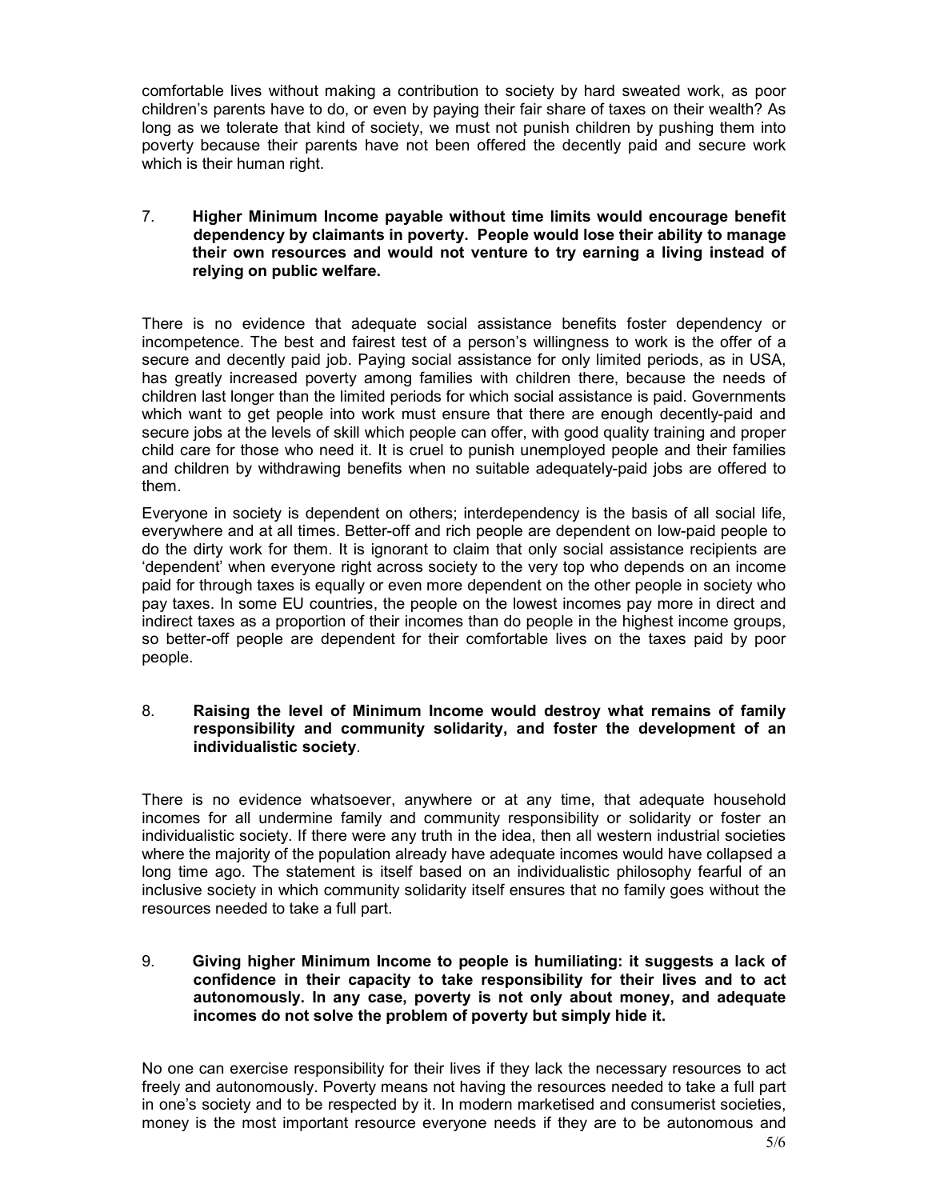comfortable lives without making a contribution to society by hard sweated work, as poor children's parents have to do, or even by paying their fair share of taxes on their wealth? As long as we tolerate that kind of society, we must not punish children by pushing them into poverty because their parents have not been offered the decently paid and secure work which is their human right.

7. **Higher Minimum Income payable without time limits would encourage benefit dependency by claimants in poverty. People would lose their ability to manage their own resources and would not venture to try earning a living instead of relying on public welfare.**

There is no evidence that adequate social assistance benefits foster dependency or incompetence. The best and fairest test of a person's willingness to work is the offer of a secure and decently paid job. Paying social assistance for only limited periods, as in USA, has greatly increased poverty among families with children there, because the needs of children last longer than the limited periods for which social assistance is paid. Governments which want to get people into work must ensure that there are enough decently-paid and secure jobs at the levels of skill which people can offer, with good quality training and proper child care for those who need it. It is cruel to punish unemployed people and their families and children by withdrawing benefits when no suitable adequately-paid jobs are offered to them.

Everyone in society is dependent on others; interdependency is the basis of all social life, everywhere and at all times. Better-off and rich people are dependent on low-paid people to do the dirty work for them. It is ignorant to claim that only social assistance recipients are 'dependent' when everyone right across society to the very top who depends on an income paid for through taxes is equally or even more dependent on the other people in society who pay taxes. In some EU countries, the people on the lowest incomes pay more in direct and indirect taxes as a proportion of their incomes than do people in the highest income groups, so better-off people are dependent for their comfortable lives on the taxes paid by poor people.

8. **Raising the level of Minimum Income would destroy what remains of family responsibility and community solidarity, and foster the development of an individualistic society**.

There is no evidence whatsoever, anywhere or at any time, that adequate household incomes for all undermine family and community responsibility or solidarity or foster an individualistic society. If there were any truth in the idea, then all western industrial societies where the majority of the population already have adequate incomes would have collapsed a long time ago. The statement is itself based on an individualistic philosophy fearful of an inclusive society in which community solidarity itself ensures that no family goes without the resources needed to take a full part.

9. **Giving higher Minimum Income to people is humiliating: it suggests a lack of confidence in their capacity to take responsibility for their lives and to act autonomously. In any case, poverty is not only about money, and adequate incomes do not solve the problem of poverty but simply hide it.**

No one can exercise responsibility for their lives if they lack the necessary resources to act freely and autonomously. Poverty means not having the resources needed to take a full part in one's society and to be respected by it. In modern marketised and consumerist societies, money is the most important resource everyone needs if they are to be autonomous and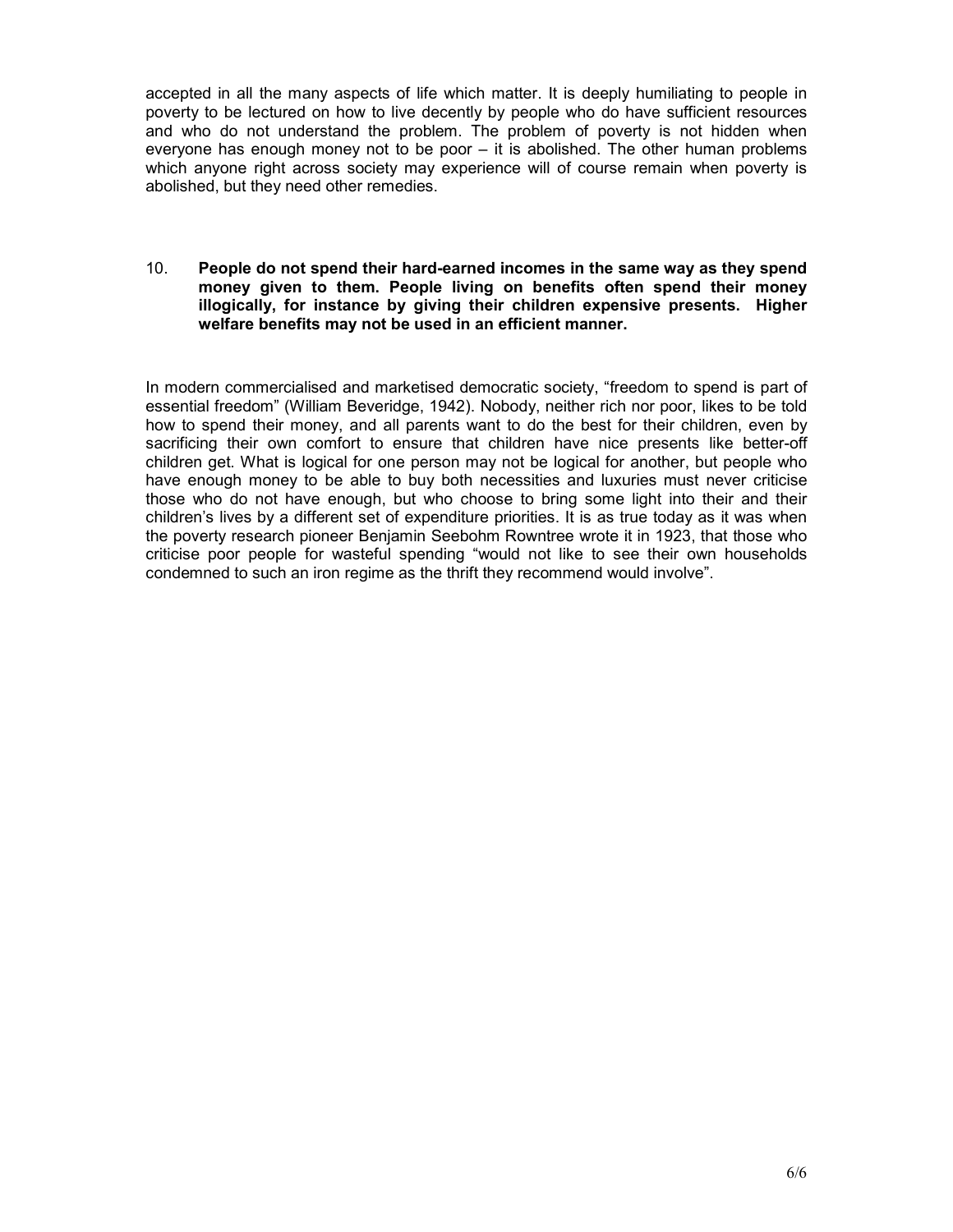accepted in all the many aspects of life which matter. It is deeply humiliating to people in poverty to be lectured on how to live decently by people who do have sufficient resources and who do not understand the problem. The problem of poverty is not hidden when everyone has enough money not to be poor – it is abolished. The other human problems which anyone right across society may experience will of course remain when poverty is abolished, but they need other remedies.

10. **People do not spend their hard-earned incomes in the same way as they spend money given to them. People living on benefits often spend their money illogically, for instance by giving their children expensive presents. Higher welfare benefits may not be used in an efficient manner.**

In modern commercialised and marketised democratic society, "freedom to spend is part of essential freedom" (William Beveridge, 1942). Nobody, neither rich nor poor, likes to be told how to spend their money, and all parents want to do the best for their children, even by sacrificing their own comfort to ensure that children have nice presents like better-off children get. What is logical for one person may not be logical for another, but people who have enough money to be able to buy both necessities and luxuries must never criticise those who do not have enough, but who choose to bring some light into their and their children's lives by a different set of expenditure priorities. It is as true today as it was when the poverty research pioneer Benjamin Seebohm Rowntree wrote it in 1923, that those who criticise poor people for wasteful spending "would not like to see their own households condemned to such an iron regime as the thrift they recommend would involve".